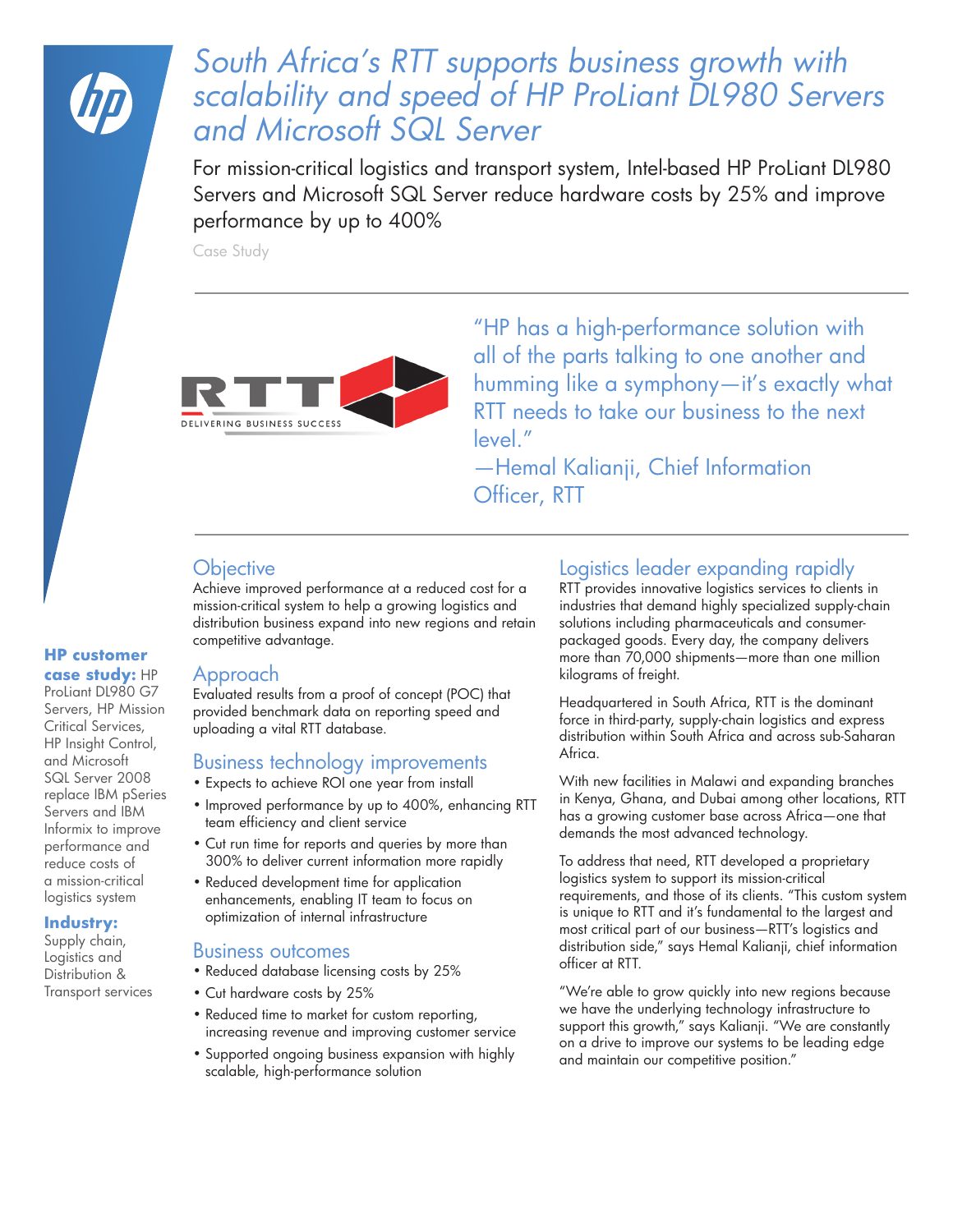# South Africa's RTT supports business growth with scalability and speed of HP ProLiant DL980 Servers and Microsoft SQL Server

For mission-critical logistics and transport system, Intel-based HP ProLiant DL980 Servers and Microsoft SQL Server reduce hardware costs by 25% and improve performance by up to 400%

Case Study

RTT
DELIVERING BUSINESS SUCCESS

"HP has a high-performance solution with all of the parts talking to one another and humming like a symphony—it's exactly what RTT needs to take our business to the next level."
—Hemal Kalianji, Chief Information Officer, RTT

**HP customer case study:** HP ProLiant DL980 G7 Servers, HP Mission Critical Services, HP Insight Control, and Microsoft SQL Server 2008 replace IBM pSeries Servers and IBM Informix to improve performance and reduce costs of a mission-critical logistics system

**Industry:** Supply chain, Logistics and Distribution & Transport services

## Objective

Achieve improved performance at a reduced cost for a mission-critical system to help a growing logistics and distribution business expand into new regions and retain competitive advantage.

## Approach

Evaluated results from a proof of concept (POC) that provided benchmark data on reporting speed and uploading a vital RTT database.

## Business technology improvements

- Expects to achieve ROI one year from install
- Improved performance by up to 400%, enhancing RTT team efficiency and client service
- Cut run time for reports and queries by more than 300% to deliver current information more rapidly
- Reduced development time for application enhancements, enabling IT team to focus on optimization of internal infrastructure

## Business outcomes

- Reduced database licensing costs by 25%
- Cut hardware costs by 25%
- Reduced time to market for custom reporting, increasing revenue and improving customer service
- Supported ongoing business expansion with highly scalable, high-performance solution

## Logistics leader expanding rapidly

RTT provides innovative logistics services to clients in industries that demand highly specialized supply-chain solutions including pharmaceuticals and consumer-packaged goods. Every day, the company delivers more than 70,000 shipments—more than one million kilograms of freight.

Headquartered in South Africa, RTT is the dominant force in third-party, supply-chain logistics and express distribution within South Africa and across sub-Saharan Africa.

With new facilities in Malawi and expanding branches in Kenya, Ghana, and Dubai among other locations, RTT has a growing customer base across Africa—one that demands the most advanced technology.

To address that need, RTT developed a proprietary logistics system to support its mission-critical requirements, and those of its clients. "This custom system is unique to RTT and it's fundamental to the largest and most critical part of our business—RTT's logistics and distribution side," says Hemal Kalianji, chief information officer at RTT.

"We're able to grow quickly into new regions because we have the underlying technology infrastructure to support this growth," says Kalianji. "We are constantly on a drive to improve our systems to be leading edge and maintain our competitive position."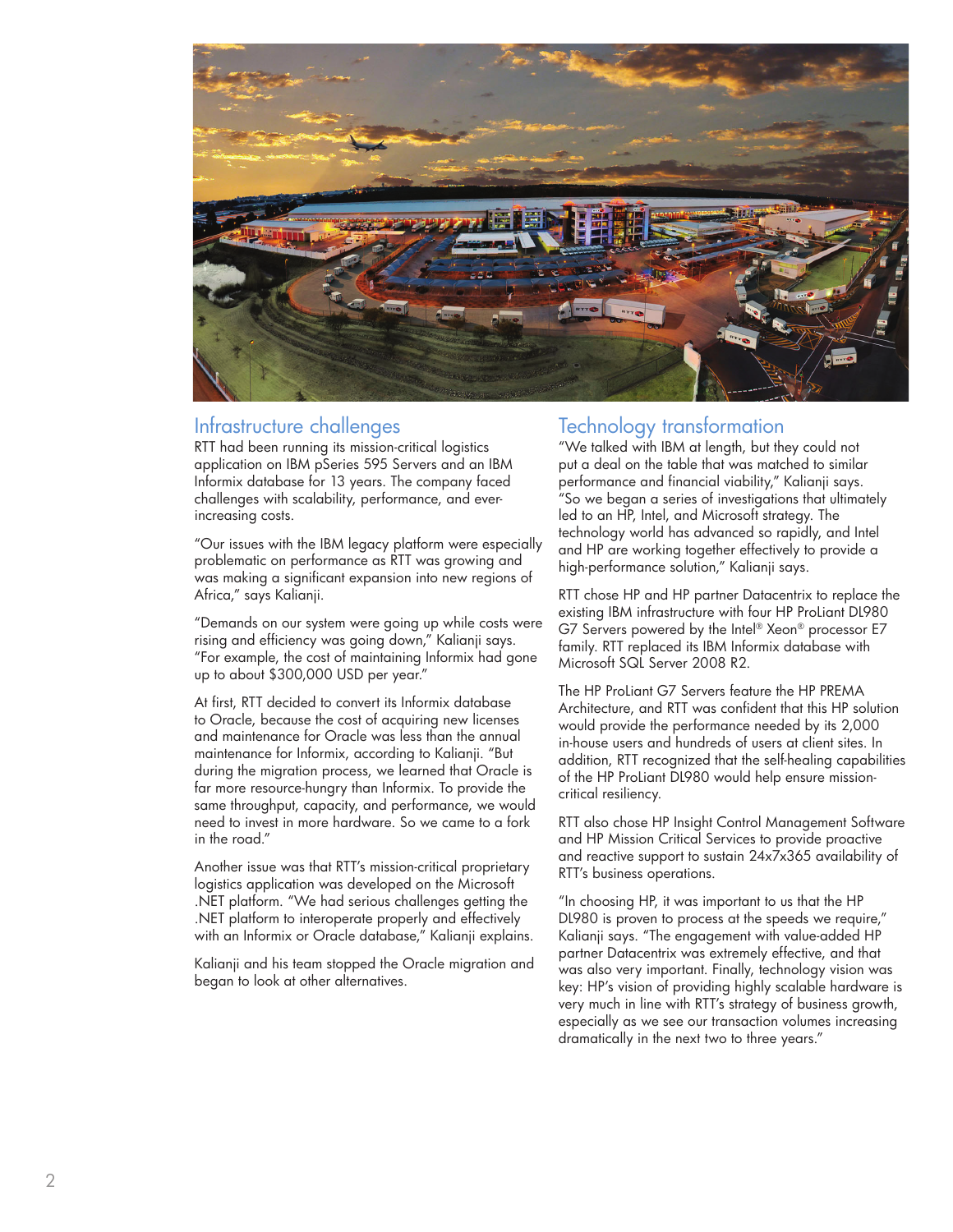## Infrastructure challenges

RTT had been running its mission-critical logistics application on IBM pSeries 595 Servers and an IBM Informix database for 13 years. The company faced challenges with scalability, performance, and ever-increasing costs.

"Our issues with the IBM legacy platform were especially problematic on performance as RTT was growing and was making a significant expansion into new regions of Africa," says Kalianji.

"Demands on our system were going up while costs were rising and efficiency was going down," Kalianji says. "For example, the cost of maintaining Informix had gone up to about $300,000 USD per year."

At first, RTT decided to convert its Informix database to Oracle, because the cost of acquiring new licenses and maintenance for Oracle was less than the annual maintenance for Informix, according to Kalianji. "But during the migration process, we learned that Oracle is far more resource-hungry than Informix. To provide the same throughput, capacity, and performance, we would need to invest in more hardware. So we came to a fork in the road."

Another issue was that RTT's mission-critical proprietary logistics application was developed on the Microsoft .NET platform. "We had serious challenges getting the .NET platform to interoperate properly and effectively with an Informix or Oracle database," Kalianji explains.

Kalianji and his team stopped the Oracle migration and began to look at other alternatives.

## Technology transformation

"We talked with IBM at length, but they could not put a deal on the table that was matched to similar performance and financial viability," Kalianji says. "So we began a series of investigations that ultimately led to an HP, Intel, and Microsoft strategy. The technology world has advanced so rapidly, and Intel and HP are working together effectively to provide a high-performance solution," Kalianji says.

RTT chose HP and HP partner Datacentrix to replace the existing IBM infrastructure with four HP ProLiant DL980 G7 Servers powered by the Intel® Xeon® processor E7 family. RTT replaced its IBM Informix database with Microsoft SQL Server 2008 R2.

The HP ProLiant G7 Servers feature the HP PREMA Architecture, and RTT was confident that this HP solution would provide the performance needed by its 2,000 in-house users and hundreds of users at client sites. In addition, RTT recognized that the self-healing capabilities of the HP ProLiant DL980 would help ensure mission-critical resiliency.

RTT also chose HP Insight Control Management Software and HP Mission Critical Services to provide proactive and reactive support to sustain 24x7x365 availability of RTT's business operations.

"In choosing HP, it was important to us that the HP DL980 is proven to process at the speeds we require," Kalianji says. "The engagement with value-added HP partner Datacentrix was extremely effective, and that was also very important. Finally, technology vision was key: HP's vision of providing highly scalable hardware is very much in line with RTT's strategy of business growth, especially as we see our transaction volumes increasing dramatically in the next two to three years."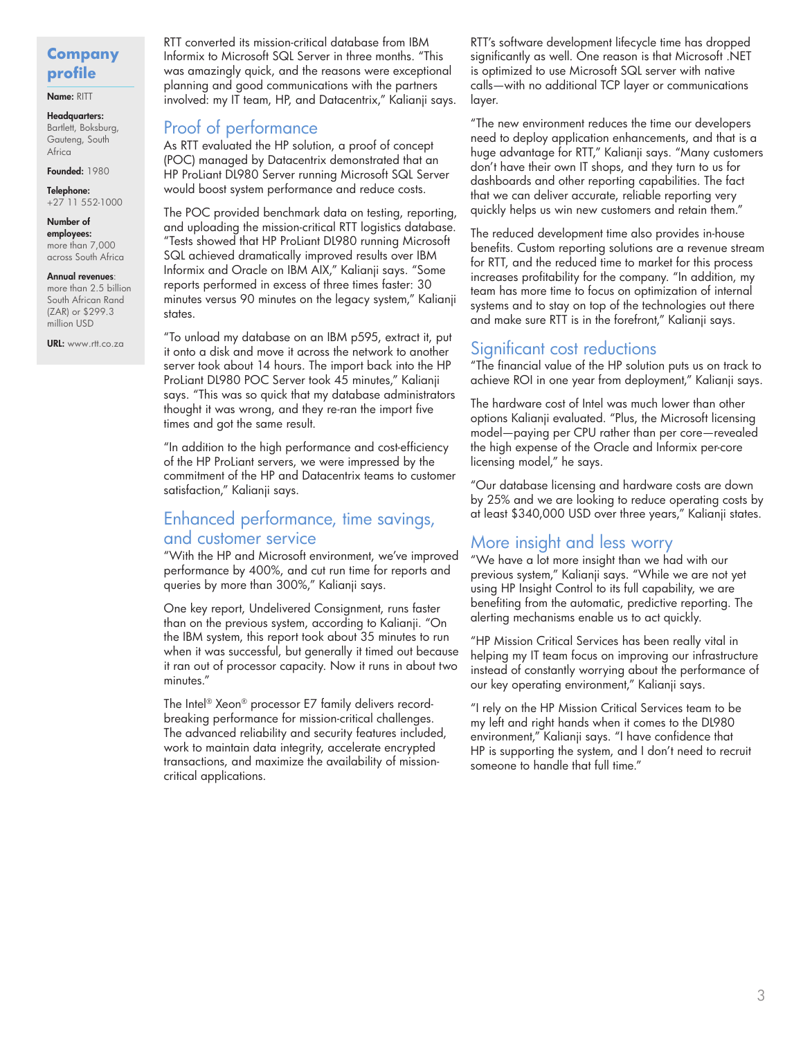## Company profile

**Name:** RTT

**Headquarters:** Bartlett, Boksburg, Gauteng, South Africa

**Founded:** 1980

**Telephone:** +27 11 552-1000

**Number of employees:** more than 7,000 across South Africa

**Annual revenues**: more than 2.5 billion South African Rand (ZAR) or $299.3 million USD

**URL:** www.rtt.co.za

RTT converted its mission-critical database from IBM Informix to Microsoft SQL Server in three months. "This was amazingly quick, and the reasons were exceptional planning and good communications with the partners involved: my IT team, HP, and Datacentrix," Kalianji says.

## Proof of performance

As RTT evaluated the HP solution, a proof of concept (POC) managed by Datacentrix demonstrated that an HP ProLiant DL980 Server running Microsoft SQL Server would boost system performance and reduce costs.

The POC provided benchmark data on testing, reporting, and uploading the mission-critical RTT logistics database. "Tests showed that HP ProLiant DL980 running Microsoft SQL achieved dramatically improved results over IBM Informix and Oracle on IBM AIX," Kalianji says. "Some reports performed in excess of three times faster: 30 minutes versus 90 minutes on the legacy system," Kalianji states.

"To unload my database on an IBM p595, extract it, put it onto a disk and move it across the network to another server took about 14 hours. The import back into the HP ProLiant DL980 POC Server took 45 minutes," Kalianji says. "This was so quick that my database administrators thought it was wrong, and they re-ran the import five times and got the same result.

"In addition to the high performance and cost-efficiency of the HP ProLiant servers, we were impressed by the commitment of the HP and Datacentrix teams to customer satisfaction," Kalianji says.

## Enhanced performance, time savings, and customer service

"With the HP and Microsoft environment, we've improved performance by 400%, and cut run time for reports and queries by more than 300%," Kalianji says.

One key report, Undelivered Consignment, runs faster than on the previous system, according to Kalianji. "On the IBM system, this report took about 35 minutes to run when it was successful, but generally it timed out because it ran out of processor capacity. Now it runs in about two minutes."

The Intel® Xeon® processor E7 family delivers record-breaking performance for mission-critical challenges. The advanced reliability and security features included, work to maintain data integrity, accelerate encrypted transactions, and maximize the availability of mission-critical applications.

RTT's software development lifecycle time has dropped significantly as well. One reason is that Microsoft .NET is optimized to use Microsoft SQL server with native calls—with no additional TCP layer or communications layer.

"The new environment reduces the time our developers need to deploy application enhancements, and that is a huge advantage for RTT," Kalianji says. "Many customers don't have their own IT shops, and they turn to us for dashboards and other reporting capabilities. The fact that we can deliver accurate, reliable reporting very quickly helps us win new customers and retain them."

The reduced development time also provides in-house benefits. Custom reporting solutions are a revenue stream for RTT, and the reduced time to market for this process increases profitability for the company. "In addition, my team has more time to focus on optimization of internal systems and to stay on top of the technologies out there and make sure RTT is in the forefront," Kalianji says.

## Significant cost reductions

"The financial value of the HP solution puts us on track to achieve ROI in one year from deployment," Kalianji says.

The hardware cost of Intel was much lower than other options Kalianji evaluated. "Plus, the Microsoft licensing model—paying per CPU rather than per core—revealed the high expense of the Oracle and Informix per-core licensing model," he says.

"Our database licensing and hardware costs are down by 25% and we are looking to reduce operating costs by at least $340,000 USD over three years," Kalianji states.

## More insight and less worry

"We have a lot more insight than we had with our previous system," Kalianji says. "While we are not yet using HP Insight Control to its full capability, we are benefiting from the automatic, predictive reporting. The alerting mechanisms enable us to act quickly.

"HP Mission Critical Services has been really vital in helping my IT team focus on improving our infrastructure instead of constantly worrying about the performance of our key operating environment," Kalianji says.

"I rely on the HP Mission Critical Services team to be my left and right hands when it comes to the DL980 environment," Kalianji says. "I have confidence that HP is supporting the system, and I don't need to recruit someone to handle that full time."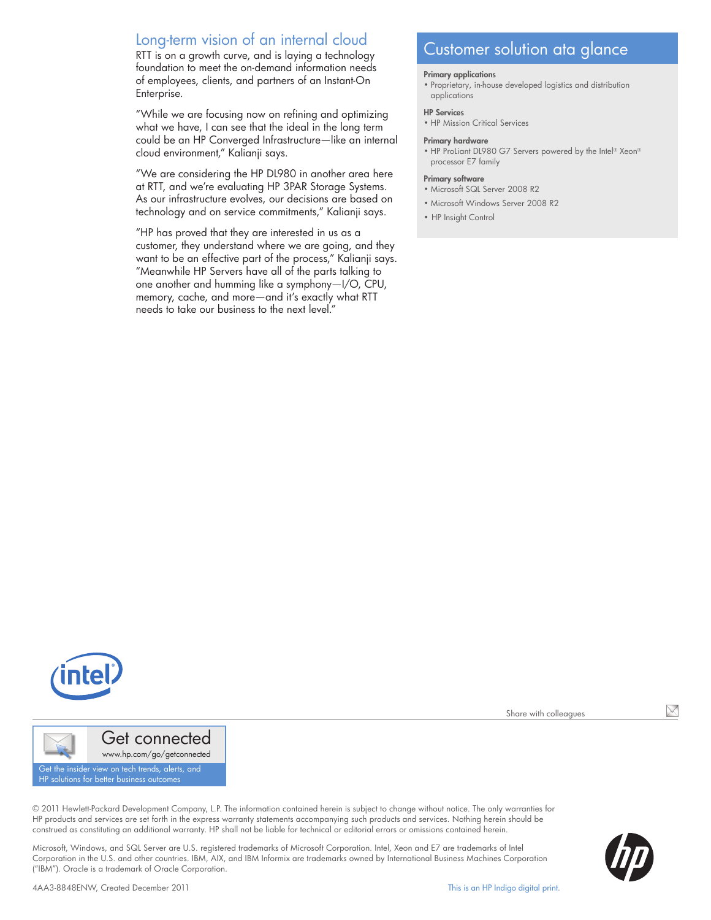## Long-term vision of an internal cloud

RTT is on a growth curve, and is laying a technology foundation to meet the on-demand information needs of employees, clients, and partners of an Instant-On Enterprise.

"While we are focusing now on refining and optimizing what we have, I can see that the ideal in the long term could be an HP Converged Infrastructure—like an internal cloud environment," Kalianji says.

"We are considering the HP DL980 in another area here at RTT, and we're evaluating HP 3PAR Storage Systems. As our infrastructure evolves, our decisions are based on technology and on service commitments," Kalianji says.

"HP has proved that they are interested in us as a customer, they understand where we are going, and they want to be an effective part of the process," Kalianji says. "Meanwhile HP Servers have all of the parts talking to one another and humming like a symphony—I/O, CPU, memory, cache, and more—and it's exactly what RTT needs to take our business to the next level."

## Customer solution ata glance

**Primary applications**
- Proprietary, in-house developed logistics and distribution applications

**HP Services**
- HP Mission Critical Services

**Primary hardware**
- HP ProLiant DL980 G7 Servers powered by the Intel® Xeon® processor E7 family

**Primary software**
- Microsoft SQL Server 2008 R2
- Microsoft Windows Server 2008 R2
- HP Insight Control

Share with colleagues

Get connected
www.hp.com/go/getconnected
Get the insider view on tech trends, alerts, and HP solutions for better business outcomes

© 2011 Hewlett-Packard Development Company, L.P. The information contained herein is subject to change without notice. The only warranties for HP products and services are set forth in the express warranty statements accompanying such products and services. Nothing herein should be construed as constituting an additional warranty. HP shall not be liable for technical or editorial errors or omissions contained herein.

Microsoft, Windows, and SQL Server are U.S. registered trademarks of Microsoft Corporation. Intel, Xeon and E7 are trademarks of Intel Corporation in the U.S. and other countries. IBM, AIX, and IBM Informix are trademarks owned by International Business Machines Corporation ("IBM"). Oracle is a trademark of Oracle Corporation.

4AA3-8848ENW, Created December 2011

This is an HP Indigo digital print.